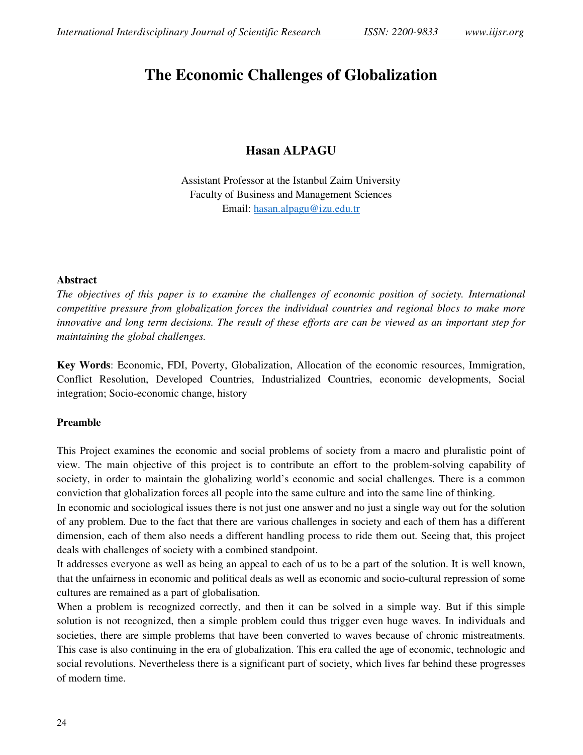# The Economic Challenges of Globalization

**Hasan ALPAGU**

Assistant Professor at the Istanbul Zaim University
Faculty of Business and Management Sciences
Email: hasan.alpagu@izu.edu.tr

### Abstract

*The objectives of this paper is to examine the challenges of economic position of society. International competitive pressure from globalization forces the individual countries and regional blocs to make more innovative and long term decisions. The result of these efforts are can be viewed as an important step for maintaining the global challenges.*

**Key Words**: Economic, FDI, Poverty, Globalization, Allocation of the economic resources, Immigration, Conflict Resolution, Developed Countries, Industrialized Countries, economic developments, Social integration; Socio-economic change, history

### Preamble

This Project examines the economic and social problems of society from a macro and pluralistic point of view. The main objective of this project is to contribute an effort to the problem-solving capability of society, in order to maintain the globalizing world's economic and social challenges. There is a common conviction that globalization forces all people into the same culture and into the same line of thinking.

In economic and sociological issues there is not just one answer and no just a single way out for the solution of any problem. Due to the fact that there are various challenges in society and each of them has a different dimension, each of them also needs a different handling process to ride them out. Seeing that, this project deals with challenges of society with a combined standpoint.

It addresses everyone as well as being an appeal to each of us to be a part of the solution. It is well known, that the unfairness in economic and political deals as well as economic and socio-cultural repression of some cultures are remained as a part of globalisation.

When a problem is recognized correctly, and then it can be solved in a simple way. But if this simple solution is not recognized, then a simple problem could thus trigger even huge waves. In individuals and societies, there are simple problems that have been converted to waves because of chronic mistreatments. This case is also continuing in the era of globalization. This era called the age of economic, technologic and social revolutions. Nevertheless there is a significant part of society, which lives far behind these progresses of modern time.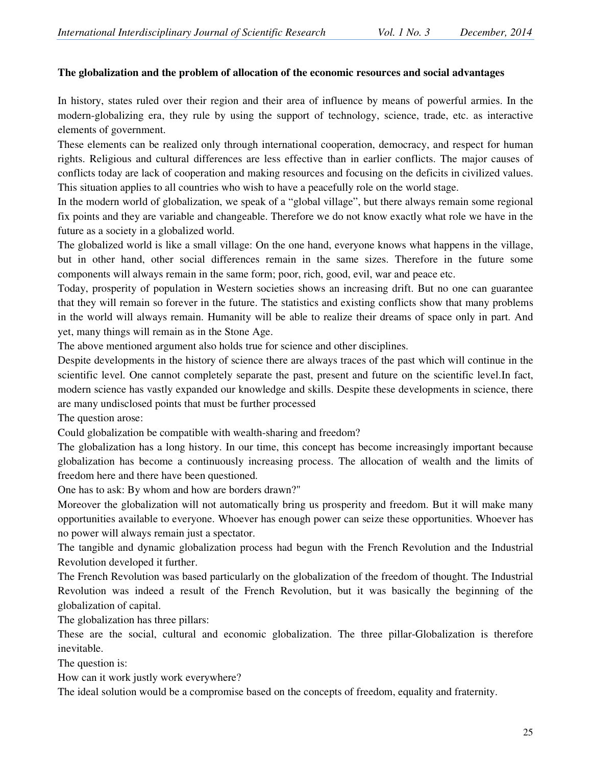**The globalization and the problem of allocation of the economic resources and social advantages**

In history, states ruled over their region and their area of influence by means of powerful armies. In the modern-globalizing era, they rule by using the support of technology, science, trade, etc. as interactive elements of government.

These elements can be realized only through international cooperation, democracy, and respect for human rights. Religious and cultural differences are less effective than in earlier conflicts. The major causes of conflicts today are lack of cooperation and making resources and focusing on the deficits in civilized values. This situation applies to all countries who wish to have a peacefully role on the world stage.

In the modern world of globalization, we speak of a "global village", but there always remain some regional fix points and they are variable and changeable. Therefore we do not know exactly what role we have in the future as a society in a globalized world.

The globalized world is like a small village: On the one hand, everyone knows what happens in the village, but in other hand, other social differences remain in the same sizes. Therefore in the future some components will always remain in the same form; poor, rich, good, evil, war and peace etc.

Today, prosperity of population in Western societies shows an increasing drift. But no one can guarantee that they will remain so forever in the future. The statistics and existing conflicts show that many problems in the world will always remain. Humanity will be able to realize their dreams of space only in part. And yet, many things will remain as in the Stone Age.

The above mentioned argument also holds true for science and other disciplines.

Despite developments in the history of science there are always traces of the past which will continue in the scientific level. One cannot completely separate the past, present and future on the scientific level.In fact, modern science has vastly expanded our knowledge and skills. Despite these developments in science, there are many undisclosed points that must be further processed

The question arose:

Could globalization be compatible with wealth-sharing and freedom?

The globalization has a long history. In our time, this concept has become increasingly important because globalization has become a continuously increasing process. The allocation of wealth and the limits of freedom here and there have been questioned.

One has to ask: By whom and how are borders drawn?"

Moreover the globalization will not automatically bring us prosperity and freedom. But it will make many opportunities available to everyone. Whoever has enough power can seize these opportunities. Whoever has no power will always remain just a spectator.

The tangible and dynamic globalization process had begun with the French Revolution and the Industrial Revolution developed it further.

The French Revolution was based particularly on the globalization of the freedom of thought. The Industrial Revolution was indeed a result of the French Revolution, but it was basically the beginning of the globalization of capital.

The globalization has three pillars:

These are the social, cultural and economic globalization. The three pillar-Globalization is therefore inevitable.

The question is:

How can it work justly work everywhere?

The ideal solution would be a compromise based on the concepts of freedom, equality and fraternity.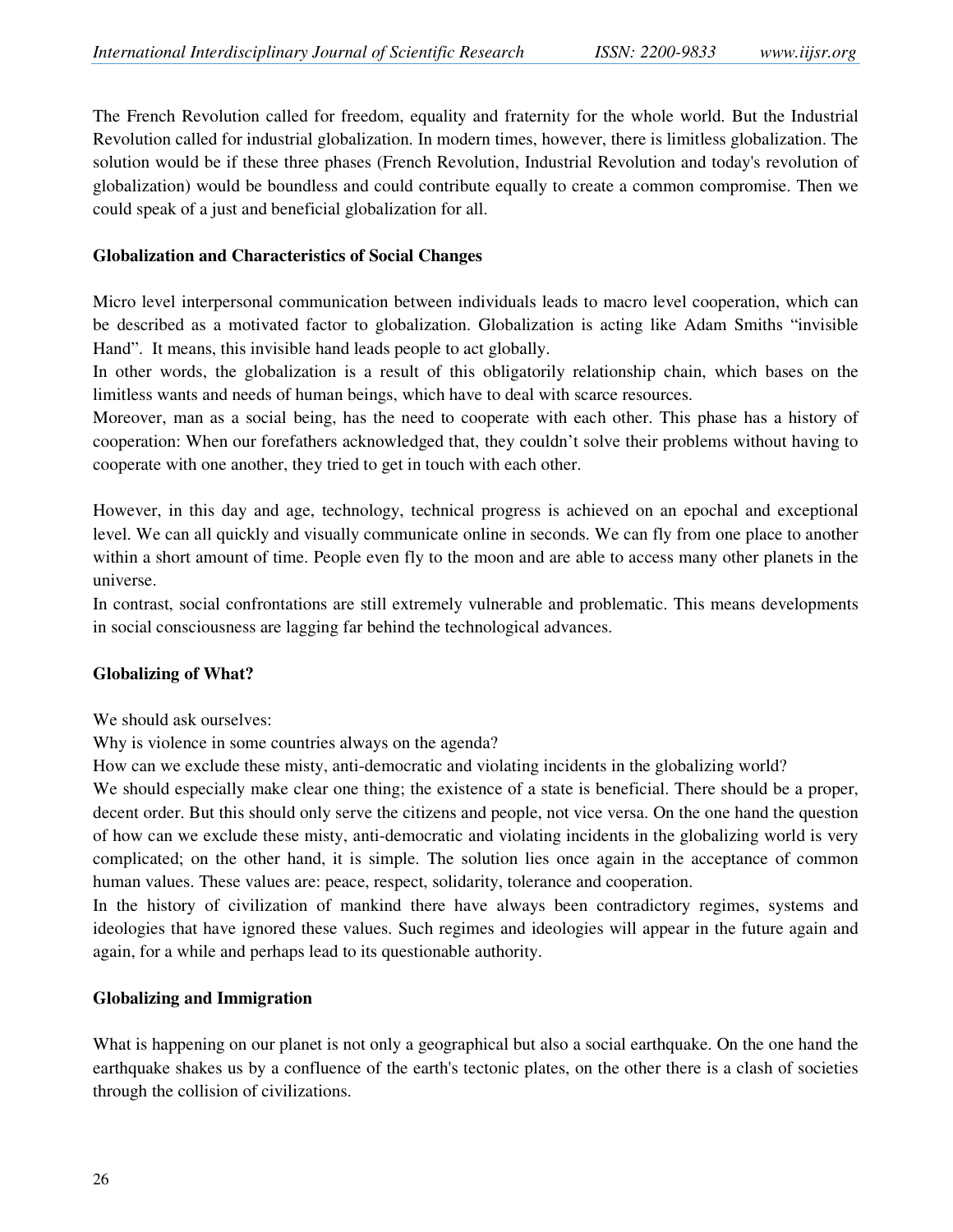The French Revolution called for freedom, equality and fraternity for the whole world. But the Industrial Revolution called for industrial globalization. In modern times, however, there is limitless globalization. The solution would be if these three phases (French Revolution, Industrial Revolution and today's revolution of globalization) would be boundless and could contribute equally to create a common compromise. Then we could speak of a just and beneficial globalization for all.

**Globalization and Characteristics of Social Changes**

Micro level interpersonal communication between individuals leads to macro level cooperation, which can be described as a motivated factor to globalization. Globalization is acting like Adam Smiths "invisible Hand". It means, this invisible hand leads people to act globally.

In other words, the globalization is a result of this obligatorily relationship chain, which bases on the limitless wants and needs of human beings, which have to deal with scarce resources.

Moreover, man as a social being, has the need to cooperate with each other. This phase has a history of cooperation: When our forefathers acknowledged that, they couldn't solve their problems without having to cooperate with one another, they tried to get in touch with each other.

However, in this day and age, technology, technical progress is achieved on an epochal and exceptional level. We can all quickly and visually communicate online in seconds. We can fly from one place to another within a short amount of time. People even fly to the moon and are able to access many other planets in the universe.

In contrast, social confrontations are still extremely vulnerable and problematic. This means developments in social consciousness are lagging far behind the technological advances.

**Globalizing of What?**

We should ask ourselves:

Why is violence in some countries always on the agenda?

How can we exclude these misty, anti-democratic and violating incidents in the globalizing world?

We should especially make clear one thing; the existence of a state is beneficial. There should be a proper, decent order. But this should only serve the citizens and people, not vice versa. On the one hand the question of how can we exclude these misty, anti-democratic and violating incidents in the globalizing world is very complicated; on the other hand, it is simple. The solution lies once again in the acceptance of common human values. These values are: peace, respect, solidarity, tolerance and cooperation.

In the history of civilization of mankind there have always been contradictory regimes, systems and ideologies that have ignored these values. Such regimes and ideologies will appear in the future again and again, for a while and perhaps lead to its questionable authority.

**Globalizing and Immigration**

What is happening on our planet is not only a geographical but also a social earthquake. On the one hand the earthquake shakes us by a confluence of the earth's tectonic plates, on the other there is a clash of societies through the collision of civilizations.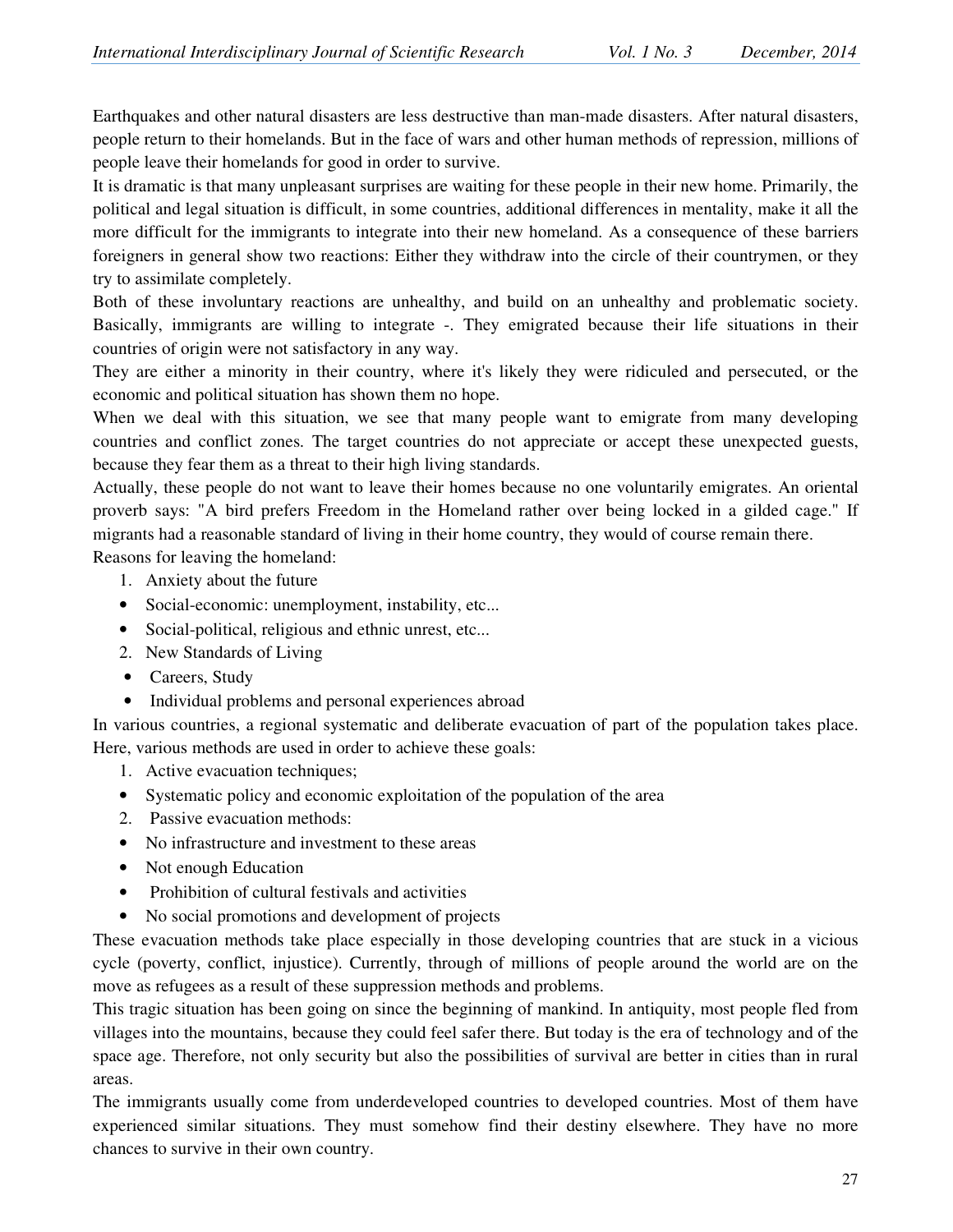Earthquakes and other natural disasters are less destructive than man-made disasters. After natural disasters, people return to their homelands. But in the face of wars and other human methods of repression, millions of people leave their homelands for good in order to survive.

It is dramatic is that many unpleasant surprises are waiting for these people in their new home. Primarily, the political and legal situation is difficult, in some countries, additional differences in mentality, make it all the more difficult for the immigrants to integrate into their new homeland. As a consequence of these barriers foreigners in general show two reactions: Either they withdraw into the circle of their countrymen, or they try to assimilate completely.

Both of these involuntary reactions are unhealthy, and build on an unhealthy and problematic society. Basically, immigrants are willing to integrate -. They emigrated because their life situations in their countries of origin were not satisfactory in any way.

They are either a minority in their country, where it's likely they were ridiculed and persecuted, or the economic and political situation has shown them no hope.

When we deal with this situation, we see that many people want to emigrate from many developing countries and conflict zones. The target countries do not appreciate or accept these unexpected guests, because they fear them as a threat to their high living standards.

Actually, these people do not want to leave their homes because no one voluntarily emigrates. An oriental proverb says: "A bird prefers Freedom in the Homeland rather over being locked in a gilded cage." If migrants had a reasonable standard of living in their home country, they would of course remain there.

Reasons for leaving the homeland:

1. Anxiety about the future
   - Social-economic: unemployment, instability, etc...
   - Social-political, religious and ethnic unrest, etc...
2. New Standards of Living
   - Careers, Study
   - Individual problems and personal experiences abroad

In various countries, a regional systematic and deliberate evacuation of part of the population takes place. Here, various methods are used in order to achieve these goals:

1. Active evacuation techniques;
   - Systematic policy and economic exploitation of the population of the area
2. Passive evacuation methods:
   - No infrastructure and investment to these areas
   - Not enough Education
   - Prohibition of cultural festivals and activities
   - No social promotions and development of projects

These evacuation methods take place especially in those developing countries that are stuck in a vicious cycle (poverty, conflict, injustice). Currently, through of millions of people around the world are on the move as refugees as a result of these suppression methods and problems.

This tragic situation has been going on since the beginning of mankind. In antiquity, most people fled from villages into the mountains, because they could feel safer there. But today is the era of technology and of the space age. Therefore, not only security but also the possibilities of survival are better in cities than in rural areas.

The immigrants usually come from underdeveloped countries to developed countries. Most of them have experienced similar situations. They must somehow find their destiny elsewhere. They have no more chances to survive in their own country.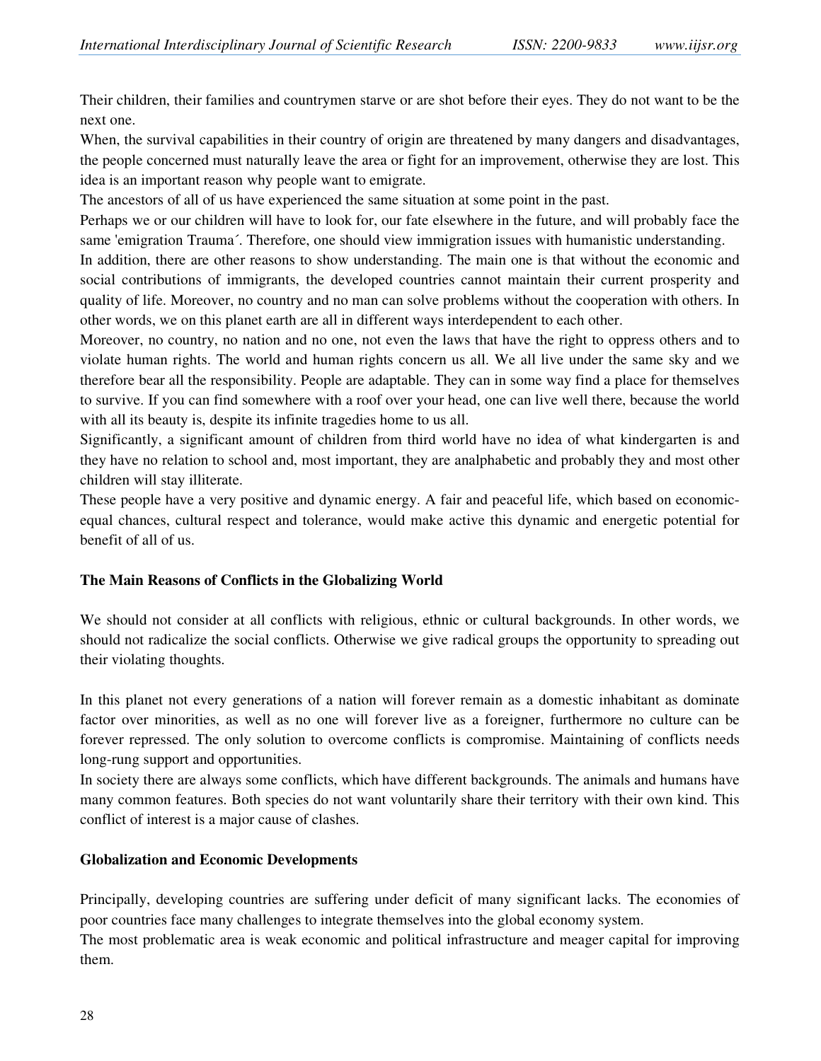Their children, their families and countrymen starve or are shot before their eyes. They do not want to be the next one.

When, the survival capabilities in their country of origin are threatened by many dangers and disadvantages, the people concerned must naturally leave the area or fight for an improvement, otherwise they are lost. This idea is an important reason why people want to emigrate.

The ancestors of all of us have experienced the same situation at some point in the past.

Perhaps we or our children will have to look for, our fate elsewhere in the future, and will probably face the same 'emigration Trauma´. Therefore, one should view immigration issues with humanistic understanding.

In addition, there are other reasons to show understanding. The main one is that without the economic and social contributions of immigrants, the developed countries cannot maintain their current prosperity and quality of life. Moreover, no country and no man can solve problems without the cooperation with others. In other words, we on this planet earth are all in different ways interdependent to each other.

Moreover, no country, no nation and no one, not even the laws that have the right to oppress others and to violate human rights. The world and human rights concern us all. We all live under the same sky and we therefore bear all the responsibility. People are adaptable. They can in some way find a place for themselves to survive. If you can find somewhere with a roof over your head, one can live well there, because the world with all its beauty is, despite its infinite tragedies home to us all.

Significantly, a significant amount of children from third world have no idea of what kindergarten is and they have no relation to school and, most important, they are analphabetic and probably they and most other children will stay illiterate.

These people have a very positive and dynamic energy. A fair and peaceful life, which based on economic-equal chances, cultural respect and tolerance, would make active this dynamic and energetic potential for benefit of all of us.

**The Main Reasons of Conflicts in the Globalizing World**

We should not consider at all conflicts with religious, ethnic or cultural backgrounds. In other words, we should not radicalize the social conflicts. Otherwise we give radical groups the opportunity to spreading out their violating thoughts.

In this planet not every generations of a nation will forever remain as a domestic inhabitant as dominate factor over minorities, as well as no one will forever live as a foreigner, furthermore no culture can be forever repressed. The only solution to overcome conflicts is compromise. Maintaining of conflicts needs long-rung support and opportunities.

In society there are always some conflicts, which have different backgrounds. The animals and humans have many common features. Both species do not want voluntarily share their territory with their own kind. This conflict of interest is a major cause of clashes.

**Globalization and Economic Developments**

Principally, developing countries are suffering under deficit of many significant lacks. The economies of poor countries face many challenges to integrate themselves into the global economy system.

The most problematic area is weak economic and political infrastructure and meager capital for improving them.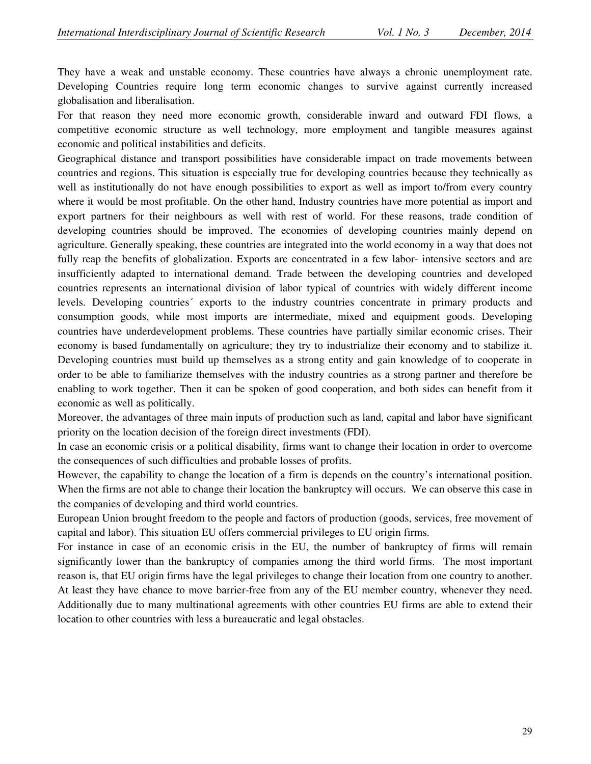They have a weak and unstable economy. These countries have always a chronic unemployment rate. Developing Countries require long term economic changes to survive against currently increased globalisation and liberalisation.

For that reason they need more economic growth, considerable inward and outward FDI flows, a competitive economic structure as well technology, more employment and tangible measures against economic and political instabilities and deficits.

Geographical distance and transport possibilities have considerable impact on trade movements between countries and regions. This situation is especially true for developing countries because they technically as well as institutionally do not have enough possibilities to export as well as import to/from every country where it would be most profitable. On the other hand, Industry countries have more potential as import and export partners for their neighbours as well with rest of world. For these reasons, trade condition of developing countries should be improved. The economies of developing countries mainly depend on agriculture. Generally speaking, these countries are integrated into the world economy in a way that does not fully reap the benefits of globalization. Exports are concentrated in a few labor- intensive sectors and are insufficiently adapted to international demand. Trade between the developing countries and developed countries represents an international division of labor typical of countries with widely different income levels. Developing countries´ exports to the industry countries concentrate in primary products and consumption goods, while most imports are intermediate, mixed and equipment goods. Developing countries have underdevelopment problems. These countries have partially similar economic crises. Their economy is based fundamentally on agriculture; they try to industrialize their economy and to stabilize it. Developing countries must build up themselves as a strong entity and gain knowledge of to cooperate in order to be able to familiarize themselves with the industry countries as a strong partner and therefore be enabling to work together. Then it can be spoken of good cooperation, and both sides can benefit from it economic as well as politically.

Moreover, the advantages of three main inputs of production such as land, capital and labor have significant priority on the location decision of the foreign direct investments (FDI).

In case an economic crisis or a political disability, firms want to change their location in order to overcome the consequences of such difficulties and probable losses of profits.

However, the capability to change the location of a firm is depends on the country's international position. When the firms are not able to change their location the bankruptcy will occurs. We can observe this case in the companies of developing and third world countries.

European Union brought freedom to the people and factors of production (goods, services, free movement of capital and labor). This situation EU offers commercial privileges to EU origin firms.

For instance in case of an economic crisis in the EU, the number of bankruptcy of firms will remain significantly lower than the bankruptcy of companies among the third world firms. The most important reason is, that EU origin firms have the legal privileges to change their location from one country to another. At least they have chance to move barrier-free from any of the EU member country, whenever they need. Additionally due to many multinational agreements with other countries EU firms are able to extend their location to other countries with less a bureaucratic and legal obstacles.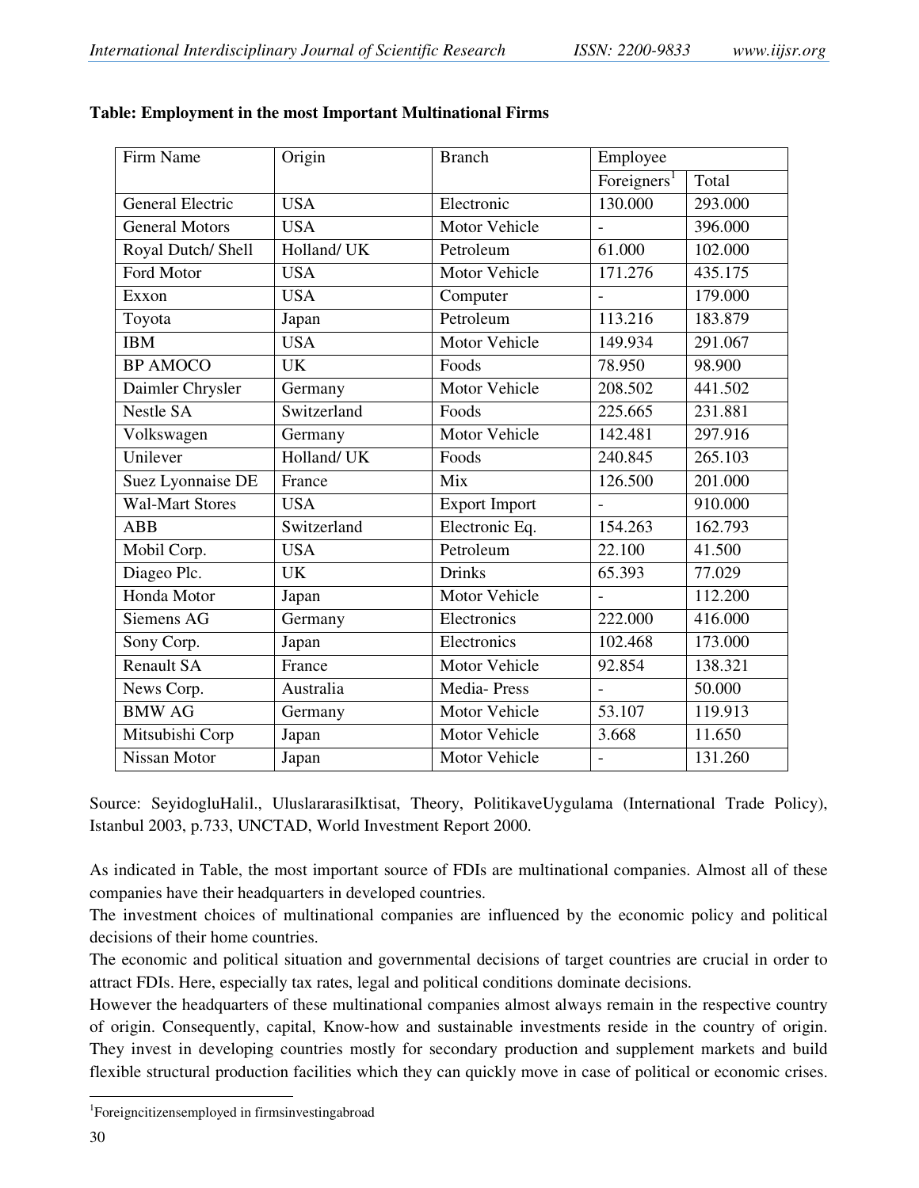**Table: Employment in the most Important Multinational Firms**

| Firm Name | Origin | Branch | Employee | |
|---|---|---|---|---|
| | | | Foreigners[1] | Total |
| General Electric | USA | Electronic | 130.000 | 293.000 |
| General Motors | USA | Motor Vehicle | - | 396.000 |
| Royal Dutch/ Shell | Holland/ UK | Petroleum | 61.000 | 102.000 |
| Ford Motor | USA | Motor Vehicle | 171.276 | 435.175 |
| Exxon | USA | Computer | - | 179.000 |
| Toyota | Japan | Petroleum | 113.216 | 183.879 |
| IBM | USA | Motor Vehicle | 149.934 | 291.067 |
| BP AMOCO | UK | Foods | 78.950 | 98.900 |
| Daimler Chrysler | Germany | Motor Vehicle | 208.502 | 441.502 |
| Nestle SA | Switzerland | Foods | 225.665 | 231.881 |
| Volkswagen | Germany | Motor Vehicle | 142.481 | 297.916 |
| Unilever | Holland/ UK | Foods | 240.845 | 265.103 |
| Suez Lyonnaise DE | France | Mix | 126.500 | 201.000 |
| Wal-Mart Stores | USA | Export Import | - | 910.000 |
| ABB | Switzerland | Electronic Eq. | 154.263 | 162.793 |
| Mobil Corp. | USA | Petroleum | 22.100 | 41.500 |
| Diageo Plc. | UK | Drinks | 65.393 | 77.029 |
| Honda Motor | Japan | Motor Vehicle | - | 112.200 |
| Siemens AG | Germany | Electronics | 222.000 | 416.000 |
| Sony Corp. | Japan | Electronics | 102.468 | 173.000 |
| Renault SA | France | Motor Vehicle | 92.854 | 138.321 |
| News Corp. | Australia | Media- Press | - | 50.000 |
| BMW AG | Germany | Motor Vehicle | 53.107 | 119.913 |
| Mitsubishi Corp | Japan | Motor Vehicle | 3.668 | 11.650 |
| Nissan Motor | Japan | Motor Vehicle | - | 131.260 |

Source: SeyidogluHalil., UluslararasiIktisat, Theory, PolitikaveUygulama (International Trade Policy), Istanbul 2003, p.733, UNCTAD, World Investment Report 2000.

As indicated in Table, the most important source of FDIs are multinational companies. Almost all of these companies have their headquarters in developed countries.

The investment choices of multinational companies are influenced by the economic policy and political decisions of their home countries.

The economic and political situation and governmental decisions of target countries are crucial in order to attract FDIs. Here, especially tax rates, legal and political conditions dominate decisions.

However the headquarters of these multinational companies almost always remain in the respective country of origin. Consequently, capital, Know-how and sustainable investments reside in the country of origin. They invest in developing countries mostly for secondary production and supplement markets and build flexible structural production facilities which they can quickly move in case of political or economic crises.

[1] Foreigncitizensemployed in firmsinvestingabroad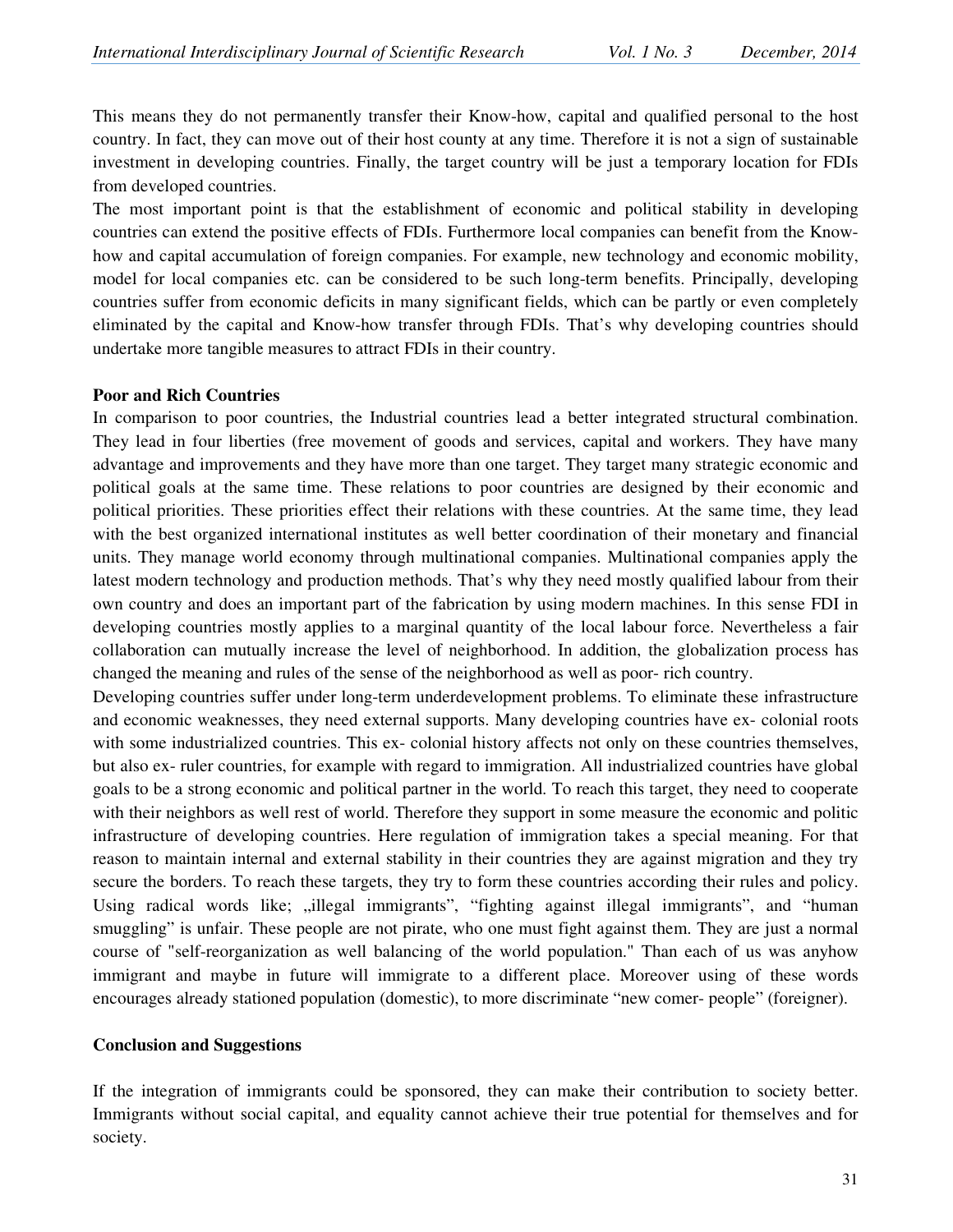This means they do not permanently transfer their Know-how, capital and qualified personal to the host country. In fact, they can move out of their host county at any time. Therefore it is not a sign of sustainable investment in developing countries. Finally, the target country will be just a temporary location for FDIs from developed countries.

The most important point is that the establishment of economic and political stability in developing countries can extend the positive effects of FDIs. Furthermore local companies can benefit from the Know-how and capital accumulation of foreign companies. For example, new technology and economic mobility, model for local companies etc. can be considered to be such long-term benefits. Principally, developing countries suffer from economic deficits in many significant fields, which can be partly or even completely eliminated by the capital and Know-how transfer through FDIs. That's why developing countries should undertake more tangible measures to attract FDIs in their country.

**Poor and Rich Countries**

In comparison to poor countries, the Industrial countries lead a better integrated structural combination. They lead in four liberties (free movement of goods and services, capital and workers. They have many advantage and improvements and they have more than one target. They target many strategic economic and political goals at the same time. These relations to poor countries are designed by their economic and political priorities. These priorities effect their relations with these countries. At the same time, they lead with the best organized international institutes as well better coordination of their monetary and financial units. They manage world economy through multinational companies. Multinational companies apply the latest modern technology and production methods. That's why they need mostly qualified labour from their own country and does an important part of the fabrication by using modern machines. In this sense FDI in developing countries mostly applies to a marginal quantity of the local labour force. Nevertheless a fair collaboration can mutually increase the level of neighborhood. In addition, the globalization process has changed the meaning and rules of the sense of the neighborhood as well as poor- rich country.

Developing countries suffer under long-term underdevelopment problems. To eliminate these infrastructure and economic weaknesses, they need external supports. Many developing countries have ex- colonial roots with some industrialized countries. This ex- colonial history affects not only on these countries themselves, but also ex- ruler countries, for example with regard to immigration. All industrialized countries have global goals to be a strong economic and political partner in the world. To reach this target, they need to cooperate with their neighbors as well rest of world. Therefore they support in some measure the economic and politic infrastructure of developing countries. Here regulation of immigration takes a special meaning. For that reason to maintain internal and external stability in their countries they are against migration and they try secure the borders. To reach these targets, they try to form these countries according their rules and policy. Using radical words like; „illegal immigrants", "fighting against illegal immigrants", and "human smuggling" is unfair. These people are not pirate, who one must fight against them. They are just a normal course of "self-reorganization as well balancing of the world population." Than each of us was anyhow immigrant and maybe in future will immigrate to a different place. Moreover using of these words encourages already stationed population (domestic), to more discriminate "new comer- people" (foreigner).

**Conclusion and Suggestions**

If the integration of immigrants could be sponsored, they can make their contribution to society better. Immigrants without social capital, and equality cannot achieve their true potential for themselves and for society.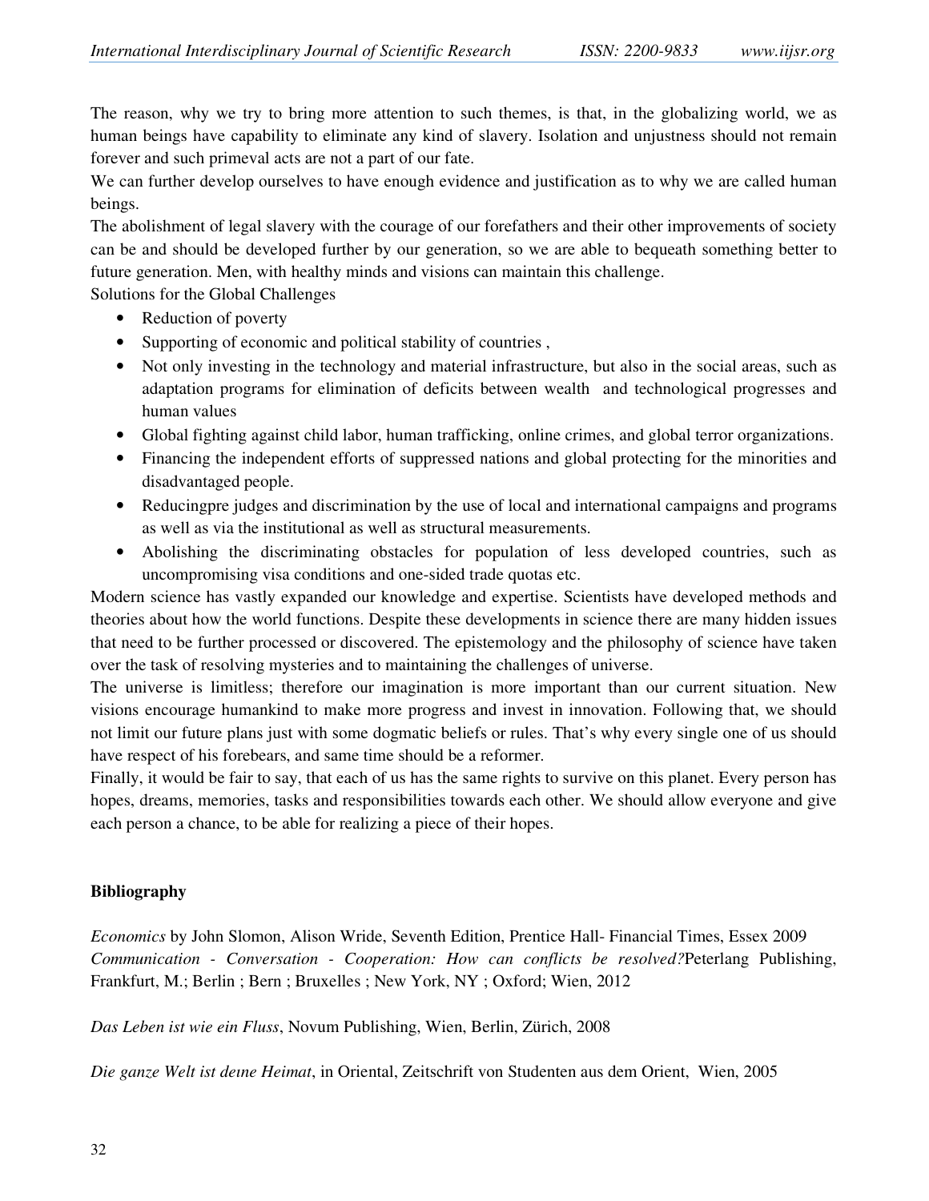The reason, why we try to bring more attention to such themes, is that, in the globalizing world, we as human beings have capability to eliminate any kind of slavery. Isolation and unjustness should not remain forever and such primeval acts are not a part of our fate.

We can further develop ourselves to have enough evidence and justification as to why we are called human beings.

The abolishment of legal slavery with the courage of our forefathers and their other improvements of society can be and should be developed further by our generation, so we are able to bequeath something better to future generation. Men, with healthy minds and visions can maintain this challenge.

Solutions for the Global Challenges

- Reduction of poverty
- Supporting of economic and political stability of countries ,
- Not only investing in the technology and material infrastructure, but also in the social areas, such as adaptation programs for elimination of deficits between wealth and technological progresses and human values
- Global fighting against child labor, human trafficking, online crimes, and global terror organizations.
- Financing the independent efforts of suppressed nations and global protecting for the minorities and disadvantaged people.
- Reducingpre judges and discrimination by the use of local and international campaigns and programs as well as via the institutional as well as structural measurements.
- Abolishing the discriminating obstacles for population of less developed countries, such as uncompromising visa conditions and one-sided trade quotas etc.

Modern science has vastly expanded our knowledge and expertise. Scientists have developed methods and theories about how the world functions. Despite these developments in science there are many hidden issues that need to be further processed or discovered. The epistemology and the philosophy of science have taken over the task of resolving mysteries and to maintaining the challenges of universe.

The universe is limitless; therefore our imagination is more important than our current situation. New visions encourage humankind to make more progress and invest in innovation. Following that, we should not limit our future plans just with some dogmatic beliefs or rules. That's why every single one of us should have respect of his forebears, and same time should be a reformer.

Finally, it would be fair to say, that each of us has the same rights to survive on this planet. Every person has hopes, dreams, memories, tasks and responsibilities towards each other. We should allow everyone and give each person a chance, to be able for realizing a piece of their hopes.

**Bibliography**

*Economics* by John Slomon, Alison Wride, Seventh Edition, Prentice Hall- Financial Times, Essex 2009

*Communication - Conversation - Cooperation: How can conflicts be resolved?*Peterlang Publishing, Frankfurt, M.; Berlin ; Bern ; Bruxelles ; New York, NY ; Oxford; Wien, 2012

*Das Leben ist wie ein Fluss*, Novum Publishing, Wien, Berlin, Zürich, 2008

*Die ganze Welt ist deıne Heimat*, in Oriental, Zeitschrift von Studenten aus dem Orient, Wien, 2005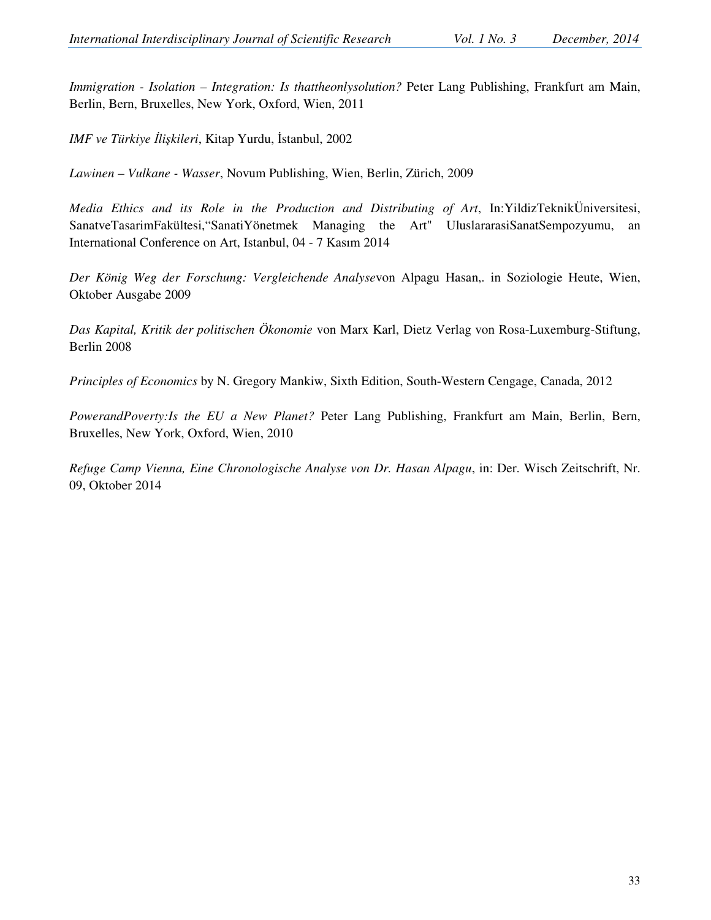*Immigration - Isolation – Integration: Is thattheonlysolution?* Peter Lang Publishing, Frankfurt am Main, Berlin, Bern, Bruxelles, New York, Oxford, Wien, 2011

*IMF ve Türkiye İlişkileri*, Kitap Yurdu, İstanbul, 2002

*Lawinen – Vulkane - Wasser*, Novum Publishing, Wien, Berlin, Zürich, 2009

*Media Ethics and its Role in the Production and Distributing of Art*, In:YildizTeknikÜniversitesi, SanatveTasarimFakültesi,"SanatiYönetmek Managing the Art" UluslararasiSanatSempozyumu, an International Conference on Art, Istanbul, 04 - 7 Kasım 2014

*Der König Weg der Forschung: Vergleichende Analyse*von Alpagu Hasan,. in Soziologie Heute, Wien, Oktober Ausgabe 2009

*Das Kapital, Kritik der politischen Ökonomie* von Marx Karl, Dietz Verlag von Rosa-Luxemburg-Stiftung, Berlin 2008

*Principles of Economics* by N. Gregory Mankiw, Sixth Edition, South-Western Cengage, Canada, 2012

*PowerandPoverty:Is the EU a New Planet?* Peter Lang Publishing, Frankfurt am Main, Berlin, Bern, Bruxelles, New York, Oxford, Wien, 2010

*Refuge Camp Vienna, Eine Chronologische Analyse von Dr. Hasan Alpagu*, in: Der. Wisch Zeitschrift, Nr. 09, Oktober 2014